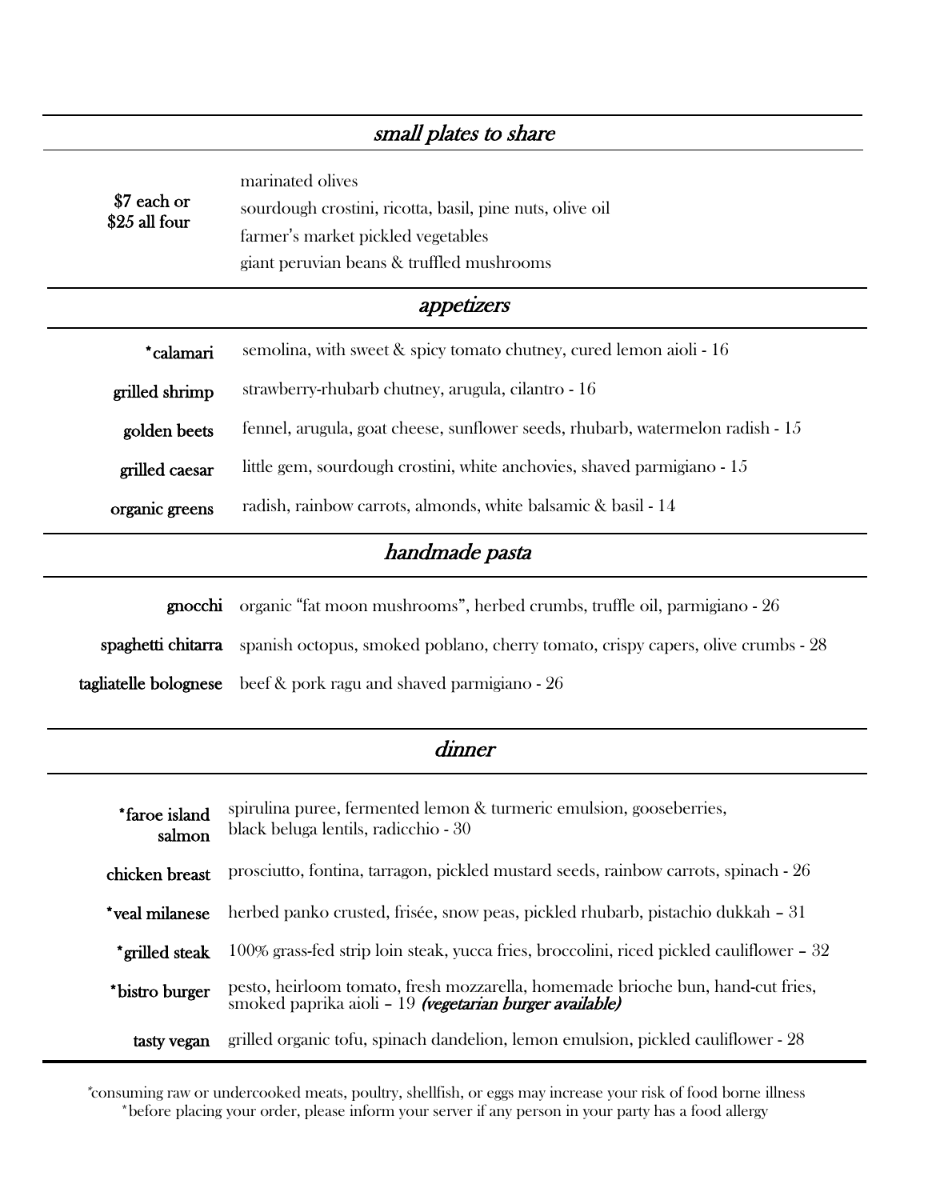## *small plates to share*

**$7 each or $25 all four**

- marinated olives
- sourdough crostini, ricotta, basil, pine nuts, olive oil
- farmer's market pickled vegetables
- giant peruvian beans & truffled mushrooms

## *appetizers*

**\*calamari** semolina, with sweet & spicy tomato chutney, cured lemon aioli - 16

**grilled shrimp** strawberry-rhubarb chutney, arugula, cilantro - 16

**golden beets** fennel, arugula, goat cheese, sunflower seeds, rhubarb, watermelon radish - 15

**grilled caesar** little gem, sourdough crostini, white anchovies, shaved parmigiano - 15

**organic greens** radish, rainbow carrots, almonds, white balsamic & basil - 14

## *handmade pasta*

**gnocchi** organic "fat moon mushrooms", herbed crumbs, truffle oil, parmigiano - 26

**spaghetti chitarra** spanish octopus, smoked poblano, cherry tomato, crispy capers, olive crumbs - 28

**tagliatelle bolognese** beef & pork ragu and shaved parmigiano - 26

## *dinner*

**\*faroe island salmon** spirulina puree, fermented lemon & turmeric emulsion, gooseberries, black beluga lentils, radicchio - 30

**chicken breast** prosciutto, fontina, tarragon, pickled mustard seeds, rainbow carrots, spinach - 26

**\*veal milanese** herbed panko crusted, frisée, snow peas, pickled rhubarb, pistachio dukkah – 31

**\*grilled steak** 100% grass-fed strip loin steak, yucca fries, broccolini, riced pickled cauliflower – 32

**\*bistro burger** pesto, heirloom tomato, fresh mozzarella, homemade brioche bun, hand-cut fries, smoked paprika aioli – 19 ***(vegetarian burger available)***

**tasty vegan** grilled organic tofu, spinach dandelion, lemon emulsion, pickled cauliflower - 28

\*consuming raw or undercooked meats, poultry, shellfish, or eggs may increase your risk of food borne illness
\*before placing your order, please inform your server if any person in your party has a food allergy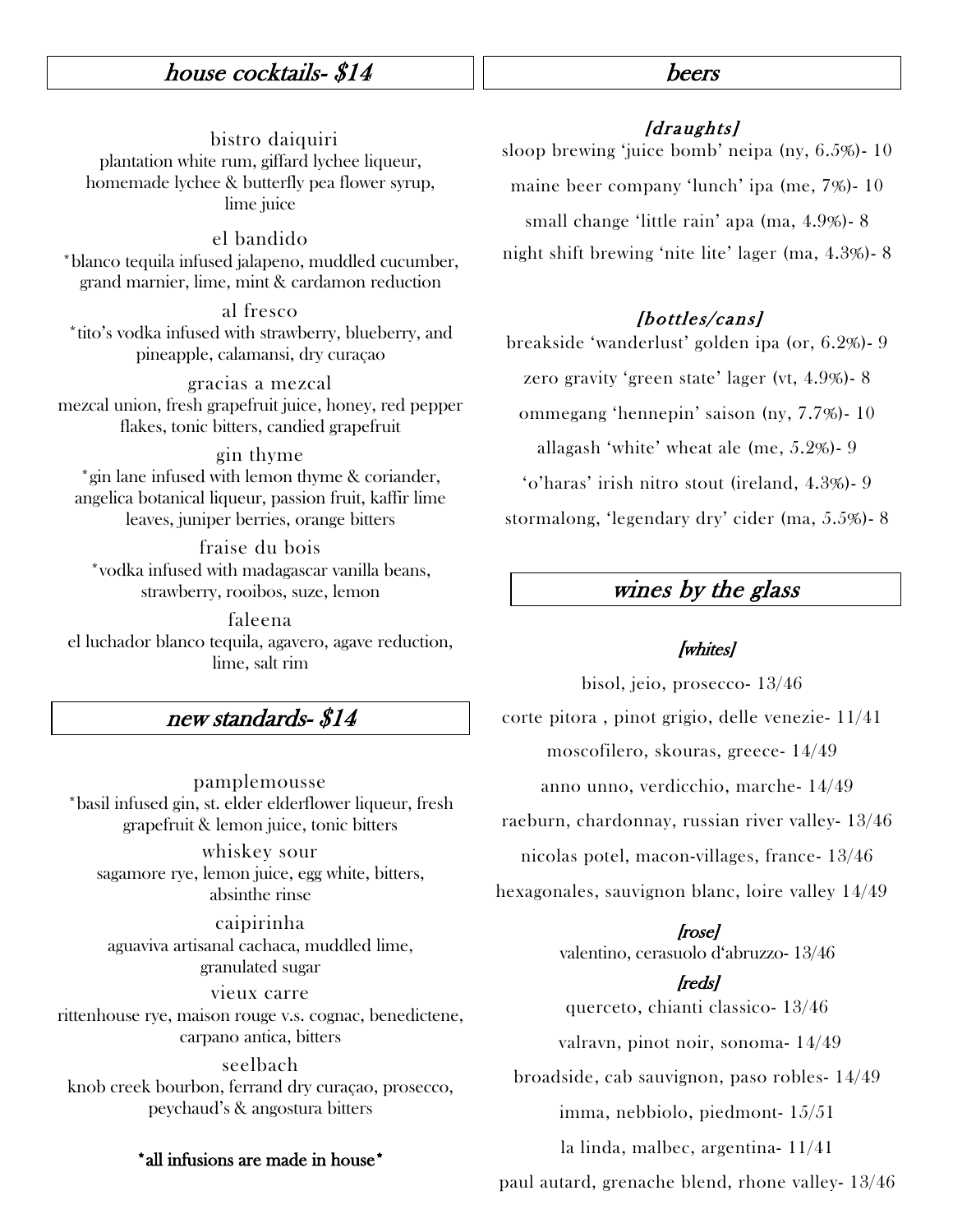## *house cocktails- $14*

bistro daiquiri
plantation white rum, giffard lychee liqueur, homemade lychee & butterfly pea flower syrup, lime juice

el bandido
*blanco tequila infused jalapeno, muddled cucumber, grand marnier, lime, mint & cardamon reduction

al fresco
*tito's vodka infused with strawberry, blueberry, and pineapple, calamansi, dry curaçao

gracias a mezcal
mezcal union, fresh grapefruit juice, honey, red pepper flakes, tonic bitters, candied grapefruit

gin thyme
*gin lane infused with lemon thyme & coriander, angelica botanical liqueur, passion fruit, kaffir lime leaves, juniper berries, orange bitters

fraise du bois
*vodka infused with madagascar vanilla beans, strawberry, rooibos, suze, lemon

faleena
el luchador blanco tequila, agavero, agave reduction, lime, salt rim

## *new standards- $14*

pamplemousse
*basil infused gin, st. elder elderflower liqueur, fresh grapefruit & lemon juice, tonic bitters

whiskey sour
sagamore rye, lemon juice, egg white, bitters, absinthe rinse

caipirinha
aguaviva artisanal cachaca, muddled lime, granulated sugar

vieux carre
rittenhouse rye, maison rouge v.s. cognac, benedictene, carpano antica, bitters

seelbach
knob creek bourbon, ferrand dry curaçao, prosecco, peychaud's & angostura bitters

**\*all infusions are made in house\***

## *beers*

### *[draughts]*

sloop brewing 'juice bomb' neipa (ny, 6.5%)- 10

maine beer company 'lunch' ipa (me, 7%)- 10

small change 'little rain' apa (ma, 4.9%)- 8

night shift brewing 'nite lite' lager (ma, 4.3%)- 8

### *[bottles/cans]*

breakside 'wanderlust' golden ipa (or, 6.2%)- 9

zero gravity 'green state' lager (vt, 4.9%)- 8

ommegang 'hennepin' saison (ny, 7.7%)- 10

allagash 'white' wheat ale (me, 5.2%)- 9

'o'haras' irish nitro stout (ireland, 4.3%)- 9

stormalong, 'legendary dry' cider (ma, 5.5%)- 8

## *wines by the glass*

### *[whites]*

bisol, jeio, prosecco- 13/46

corte pitora , pinot grigio, delle venezie- 11/41

moscofilero, skouras, greece- 14/49

anno unno, verdicchio, marche- 14/49

raeburn, chardonnay, russian river valley- 13/46

nicolas potel, macon-villages, france- 13/46

hexagonales, sauvignon blanc, loire valley 14/49

### *[rose]*

valentino, cerasuolo d'abruzzo- 13/46

### *[reds]*

querceto, chianti classico- 13/46

valravn, pinot noir, sonoma- 14/49

broadside, cab sauvignon, paso robles- 14/49

imma, nebbiolo, piedmont- 15/51

la linda, malbec, argentina- 11/41

paul autard, grenache blend, rhone valley- 13/46